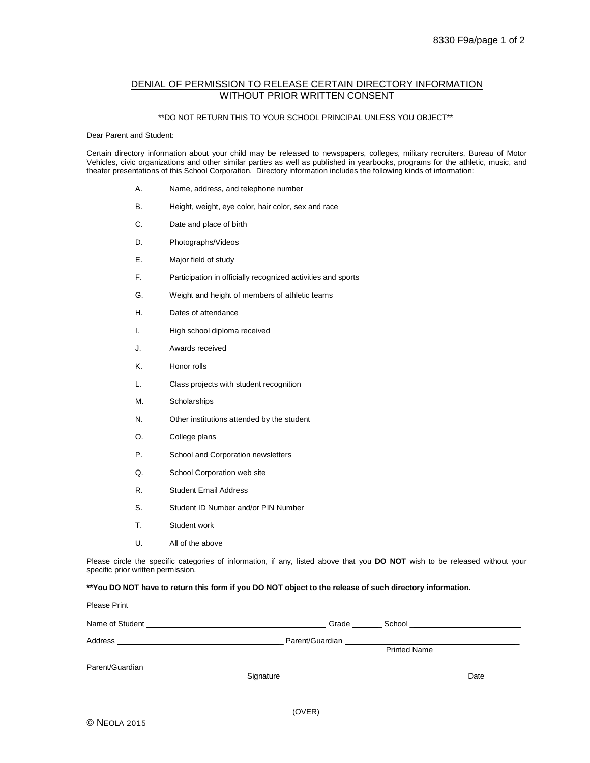## DENIAL OF PERMISSION TO RELEASE CERTAIN DIRECTORY INFORMATION WITHOUT PRIOR WRITTEN CONSENT

**DO NOT RETURN THIS TO YOUR SCHOOL PRINCIPAL UNLESS YOU OBJECT**

Dear Parent and Student:

Certain directory information about your child may be released to newspapers, colleges, military recruiters, Bureau of Motor Vehicles, civic organizations and other similar parties as well as published in yearbooks, programs for the athletic, music, and theater presentations of this School Corporation. Directory information includes the following kinds of information:

A. Name, address, and telephone number

B. Height, weight, eye color, hair color, sex and race

C. Date and place of birth

D. Photographs/Videos

E. Major field of study

F. Participation in officially recognized activities and sports

G. Weight and height of members of athletic teams

H. Dates of attendance

I. High school diploma received

J. Awards received

K. Honor rolls

L. Class projects with student recognition

M. Scholarships

N. Other institutions attended by the student

O. College plans

P. School and Corporation newsletters

Q. School Corporation web site

R. Student Email Address

S. Student ID Number and/or PIN Number

T. Student work

U. All of the above

Please circle the specific categories of information, if any, listed above that you **DO NOT** wish to be released without your specific prior written permission.

****You DO NOT have to return this form if you DO NOT object to the release of such directory information.**

Please Print

Name of Student ______________________________ Grade _______ School ____________________

Address ______________________________ Parent/Guardian ______________________________
Printed Name

Parent/Guardian ______________________________ ____________________
Signature Date

(OVER)

© NEOLA 2015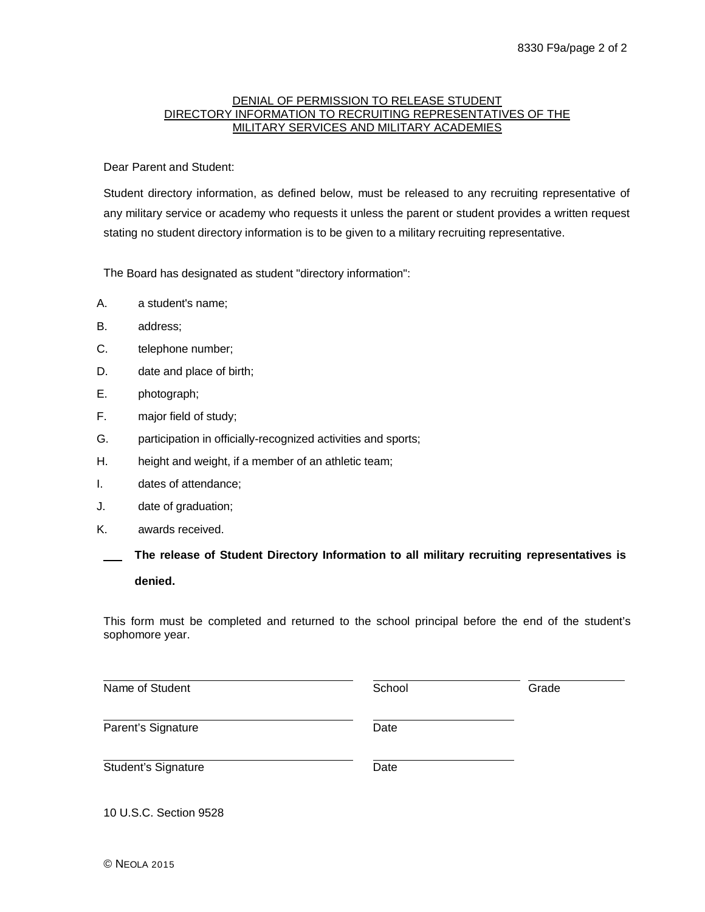## DENIAL OF PERMISSION TO RELEASE STUDENT DIRECTORY INFORMATION TO RECRUITING REPRESENTATIVES OF THE MILITARY SERVICES AND MILITARY ACADEMIES

Dear Parent and Student:

Student directory information, as defined below, must be released to any recruiting representative of any military service or academy who requests it unless the parent or student provides a written request stating no student directory information is to be given to a military recruiting representative.

The Board has designated as student "directory information":

A. a student's name;

B. address;

C. telephone number;

D. date and place of birth;

E. photograph;

F. major field of study;

G. participation in officially-recognized activities and sports;

H. height and weight, if a member of an athletic team;

I. dates of attendance;

J. date of graduation;

K. awards received.

___ **The release of Student Directory Information to all military recruiting representatives is denied.**

This form must be completed and returned to the school principal before the end of the student's sophomore year.

| | | |
|---|---|---|
| ______________________ Name of Student | ______________ School | __________ Grade |
| ______________________ Parent's Signature | ______________ Date | |
| ______________________ Student's Signature | ______________ Date | |

10 U.S.C. Section 9528

© NEOLA 2015